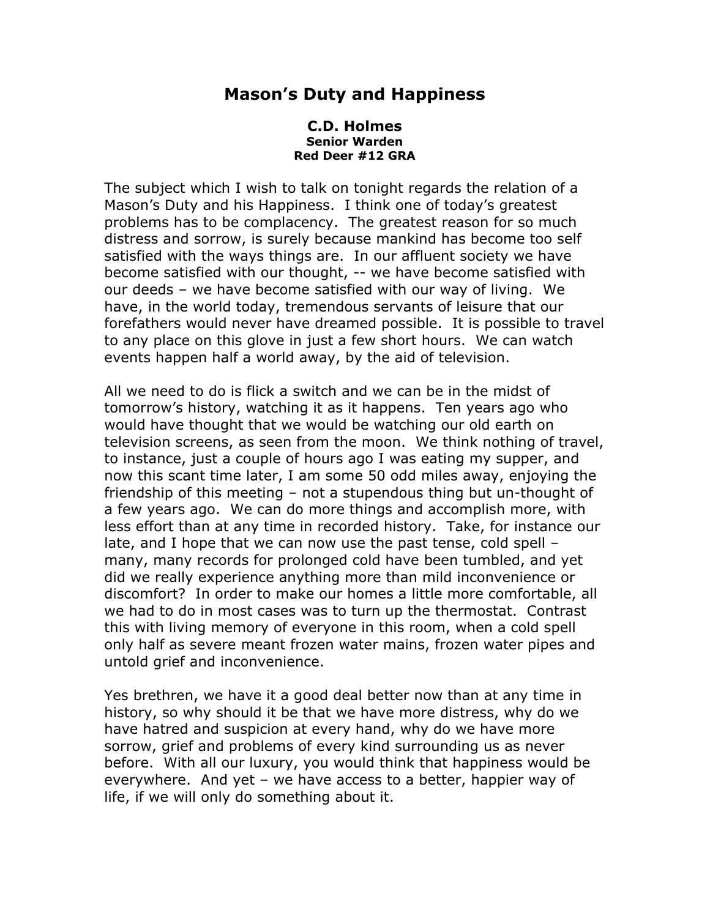# Mason's Duty and Happiness

**C.D. Holmes**
**Senior Warden**
**Red Deer #12 GRA**

The subject which I wish to talk on tonight regards the relation of a Mason's Duty and his Happiness. I think one of today's greatest problems has to be complacency. The greatest reason for so much distress and sorrow, is surely because mankind has become too self satisfied with the ways things are. In our affluent society we have become satisfied with our thought, -- we have become satisfied with our deeds – we have become satisfied with our way of living. We have, in the world today, tremendous servants of leisure that our forefathers would never have dreamed possible. It is possible to travel to any place on this glove in just a few short hours. We can watch events happen half a world away, by the aid of television.

All we need to do is flick a switch and we can be in the midst of tomorrow's history, watching it as it happens. Ten years ago who would have thought that we would be watching our old earth on television screens, as seen from the moon. We think nothing of travel, to instance, just a couple of hours ago I was eating my supper, and now this scant time later, I am some 50 odd miles away, enjoying the friendship of this meeting – not a stupendous thing but un-thought of a few years ago. We can do more things and accomplish more, with less effort than at any time in recorded history. Take, for instance our late, and I hope that we can now use the past tense, cold spell – many, many records for prolonged cold have been tumbled, and yet did we really experience anything more than mild inconvenience or discomfort? In order to make our homes a little more comfortable, all we had to do in most cases was to turn up the thermostat. Contrast this with living memory of everyone in this room, when a cold spell only half as severe meant frozen water mains, frozen water pipes and untold grief and inconvenience.

Yes brethren, we have it a good deal better now than at any time in history, so why should it be that we have more distress, why do we have hatred and suspicion at every hand, why do we have more sorrow, grief and problems of every kind surrounding us as never before. With all our luxury, you would think that happiness would be everywhere. And yet – we have access to a better, happier way of life, if we will only do something about it.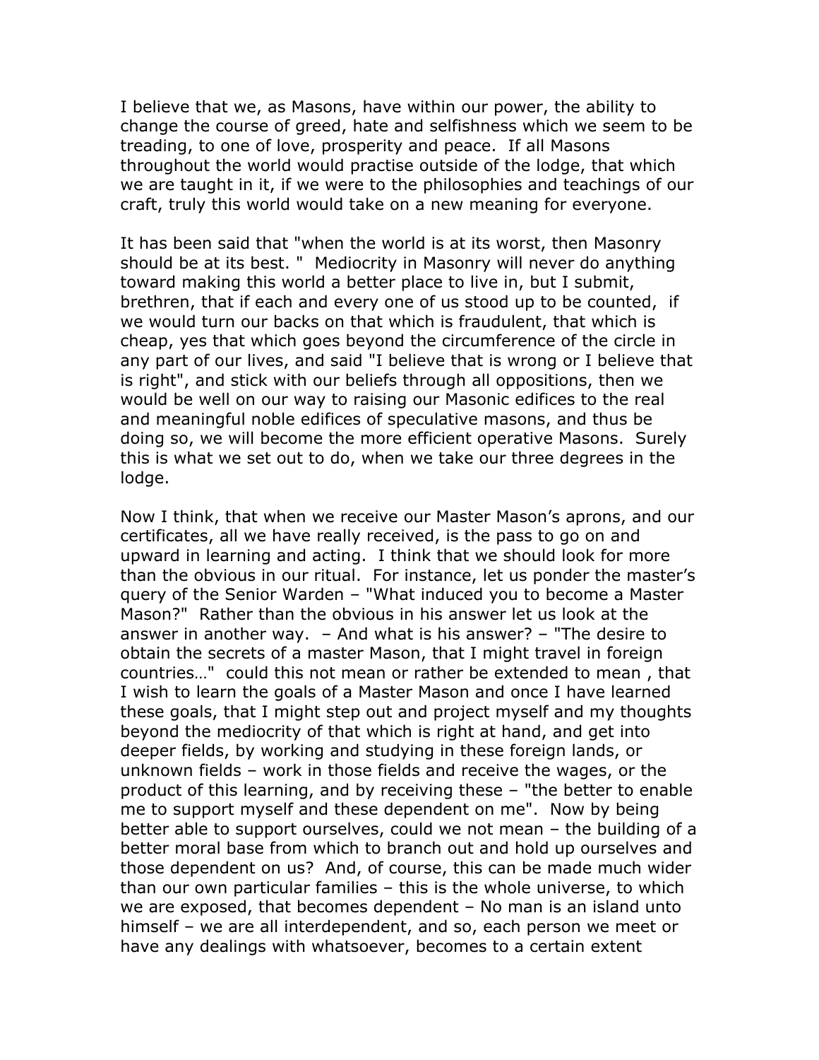I believe that we, as Masons, have within our power, the ability to change the course of greed, hate and selfishness which we seem to be treading, to one of love, prosperity and peace. If all Masons throughout the world would practise outside of the lodge, that which we are taught in it, if we were to the philosophies and teachings of our craft, truly this world would take on a new meaning for everyone.

It has been said that "when the world is at its worst, then Masonry should be at its best. " Mediocrity in Masonry will never do anything toward making this world a better place to live in, but I submit, brethren, that if each and every one of us stood up to be counted, if we would turn our backs on that which is fraudulent, that which is cheap, yes that which goes beyond the circumference of the circle in any part of our lives, and said "I believe that is wrong or I believe that is right", and stick with our beliefs through all oppositions, then we would be well on our way to raising our Masonic edifices to the real and meaningful noble edifices of speculative masons, and thus be doing so, we will become the more efficient operative Masons. Surely this is what we set out to do, when we take our three degrees in the lodge.

Now I think, that when we receive our Master Mason's aprons, and our certificates, all we have really received, is the pass to go on and upward in learning and acting. I think that we should look for more than the obvious in our ritual. For instance, let us ponder the master's query of the Senior Warden – "What induced you to become a Master Mason?" Rather than the obvious in his answer let us look at the answer in another way. – And what is his answer? – "The desire to obtain the secrets of a master Mason, that I might travel in foreign countries…" could this not mean or rather be extended to mean , that I wish to learn the goals of a Master Mason and once I have learned these goals, that I might step out and project myself and my thoughts beyond the mediocrity of that which is right at hand, and get into deeper fields, by working and studying in these foreign lands, or unknown fields – work in those fields and receive the wages, or the product of this learning, and by receiving these – "the better to enable me to support myself and these dependent on me". Now by being better able to support ourselves, could we not mean – the building of a better moral base from which to branch out and hold up ourselves and those dependent on us? And, of course, this can be made much wider than our own particular families – this is the whole universe, to which we are exposed, that becomes dependent – No man is an island unto himself – we are all interdependent, and so, each person we meet or have any dealings with whatsoever, becomes to a certain extent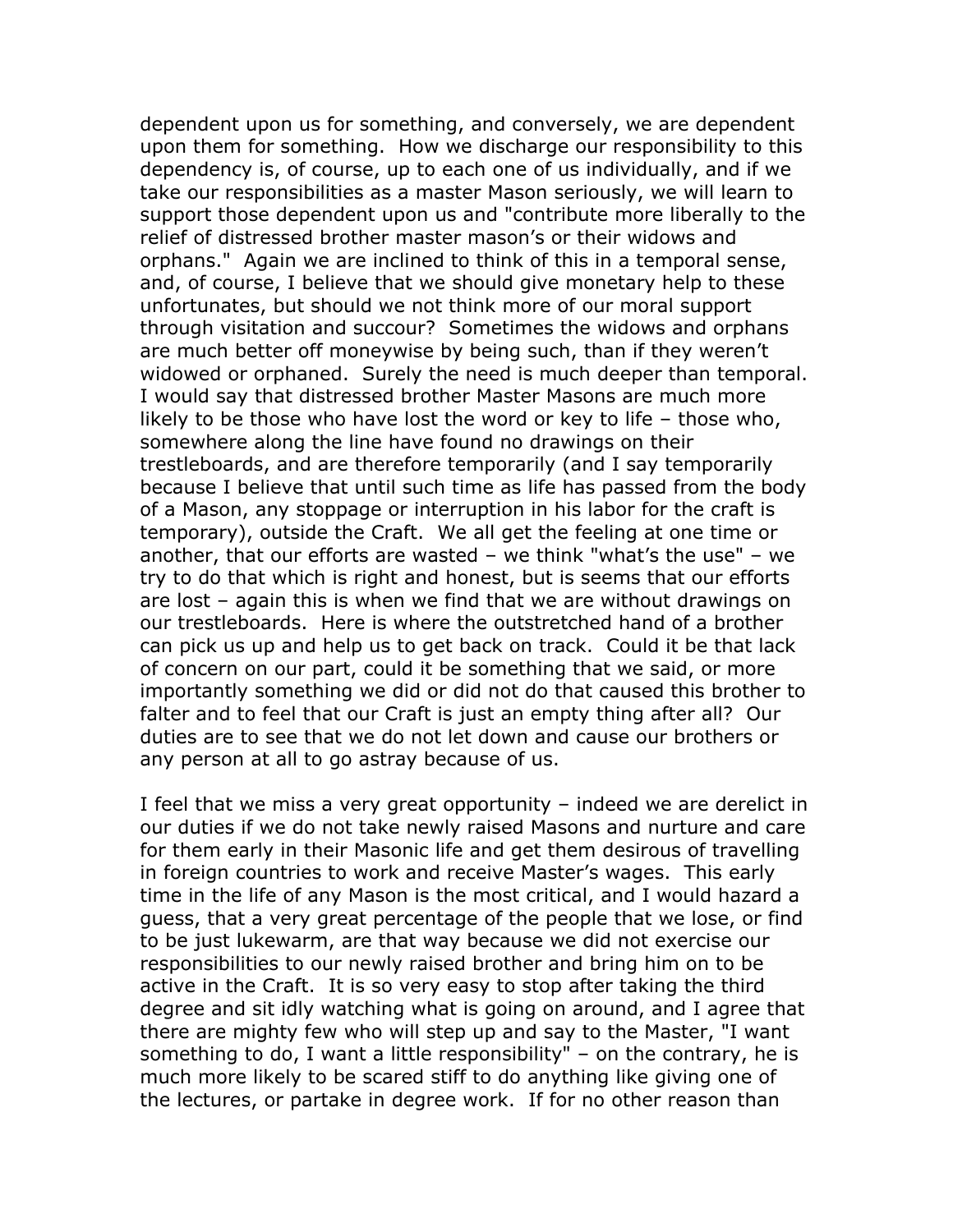dependent upon us for something, and conversely, we are dependent upon them for something. How we discharge our responsibility to this dependency is, of course, up to each one of us individually, and if we take our responsibilities as a master Mason seriously, we will learn to support those dependent upon us and "contribute more liberally to the relief of distressed brother master mason's or their widows and orphans." Again we are inclined to think of this in a temporal sense, and, of course, I believe that we should give monetary help to these unfortunates, but should we not think more of our moral support through visitation and succour? Sometimes the widows and orphans are much better off moneywise by being such, than if they weren't widowed or orphaned. Surely the need is much deeper than temporal. I would say that distressed brother Master Masons are much more likely to be those who have lost the word or key to life – those who, somewhere along the line have found no drawings on their trestleboards, and are therefore temporarily (and I say temporarily because I believe that until such time as life has passed from the body of a Mason, any stoppage or interruption in his labor for the craft is temporary), outside the Craft. We all get the feeling at one time or another, that our efforts are wasted – we think "what's the use" – we try to do that which is right and honest, but is seems that our efforts are lost – again this is when we find that we are without drawings on our trestleboards. Here is where the outstretched hand of a brother can pick us up and help us to get back on track. Could it be that lack of concern on our part, could it be something that we said, or more importantly something we did or did not do that caused this brother to falter and to feel that our Craft is just an empty thing after all? Our duties are to see that we do not let down and cause our brothers or any person at all to go astray because of us.

I feel that we miss a very great opportunity – indeed we are derelict in our duties if we do not take newly raised Masons and nurture and care for them early in their Masonic life and get them desirous of travelling in foreign countries to work and receive Master's wages. This early time in the life of any Mason is the most critical, and I would hazard a guess, that a very great percentage of the people that we lose, or find to be just lukewarm, are that way because we did not exercise our responsibilities to our newly raised brother and bring him on to be active in the Craft. It is so very easy to stop after taking the third degree and sit idly watching what is going on around, and I agree that there are mighty few who will step up and say to the Master, "I want something to do, I want a little responsibility" – on the contrary, he is much more likely to be scared stiff to do anything like giving one of the lectures, or partake in degree work. If for no other reason than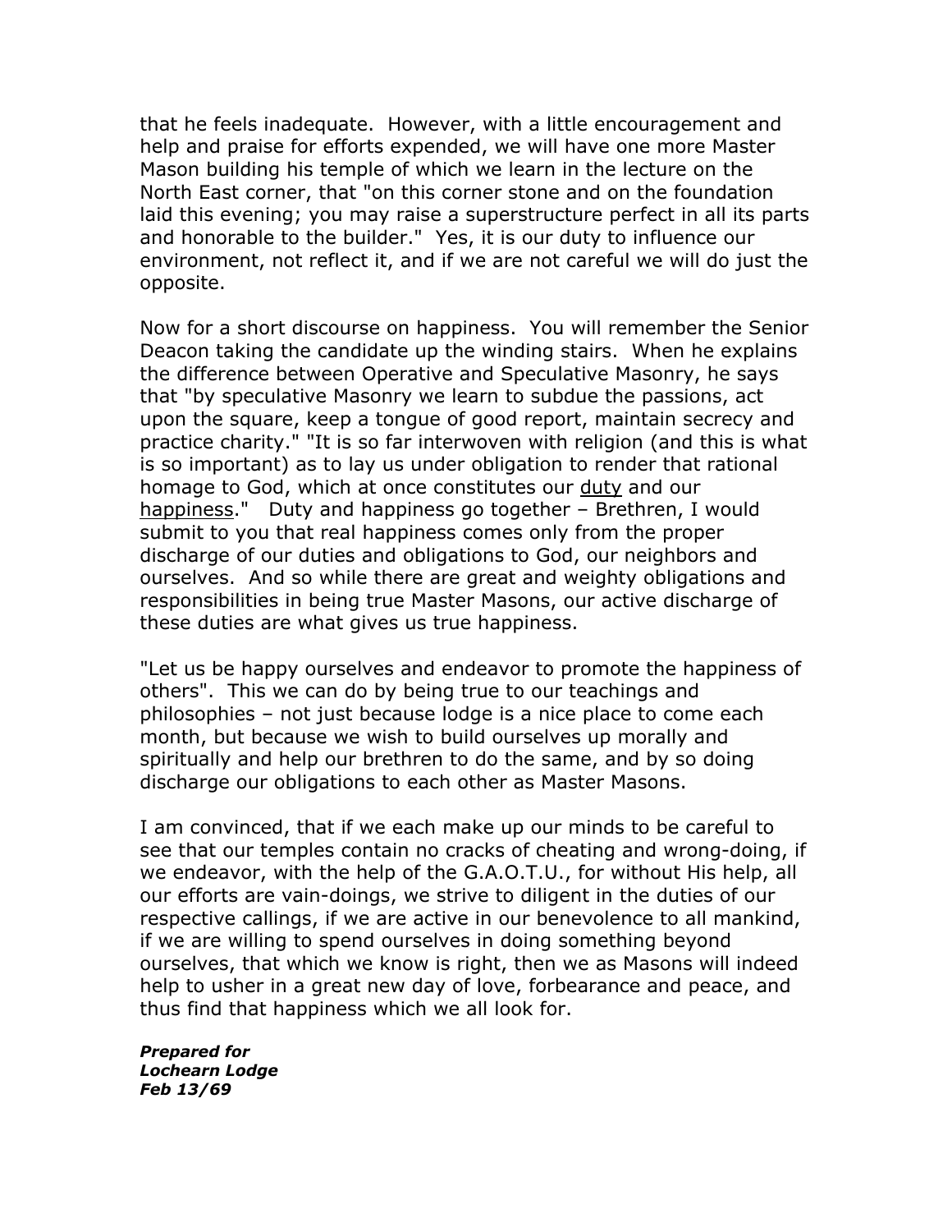that he feels inadequate. However, with a little encouragement and help and praise for efforts expended, we will have one more Master Mason building his temple of which we learn in the lecture on the North East corner, that "on this corner stone and on the foundation laid this evening; you may raise a superstructure perfect in all its parts and honorable to the builder." Yes, it is our duty to influence our environment, not reflect it, and if we are not careful we will do just the opposite.

Now for a short discourse on happiness. You will remember the Senior Deacon taking the candidate up the winding stairs. When he explains the difference between Operative and Speculative Masonry, he says that "by speculative Masonry we learn to subdue the passions, act upon the square, keep a tongue of good report, maintain secrecy and practice charity." "It is so far interwoven with religion (and this is what is so important) as to lay us under obligation to render that rational homage to God, which at once constitutes our <u>duty</u> and our <u>happiness</u>." Duty and happiness go together – Brethren, I would submit to you that real happiness comes only from the proper discharge of our duties and obligations to God, our neighbors and ourselves. And so while there are great and weighty obligations and responsibilities in being true Master Masons, our active discharge of these duties are what gives us true happiness.

"Let us be happy ourselves and endeavor to promote the happiness of others". This we can do by being true to our teachings and philosophies – not just because lodge is a nice place to come each month, but because we wish to build ourselves up morally and spiritually and help our brethren to do the same, and by so doing discharge our obligations to each other as Master Masons.

I am convinced, that if we each make up our minds to be careful to see that our temples contain no cracks of cheating and wrong-doing, if we endeavor, with the help of the G.A.O.T.U., for without His help, all our efforts are vain-doings, we strive to diligent in the duties of our respective callings, if we are active in our benevolence to all mankind, if we are willing to spend ourselves in doing something beyond ourselves, that which we know is right, then we as Masons will indeed help to usher in a great new day of love, forbearance and peace, and thus find that happiness which we all look for.

***Prepared for***
***Lochearn Lodge***
***Feb 13/69***